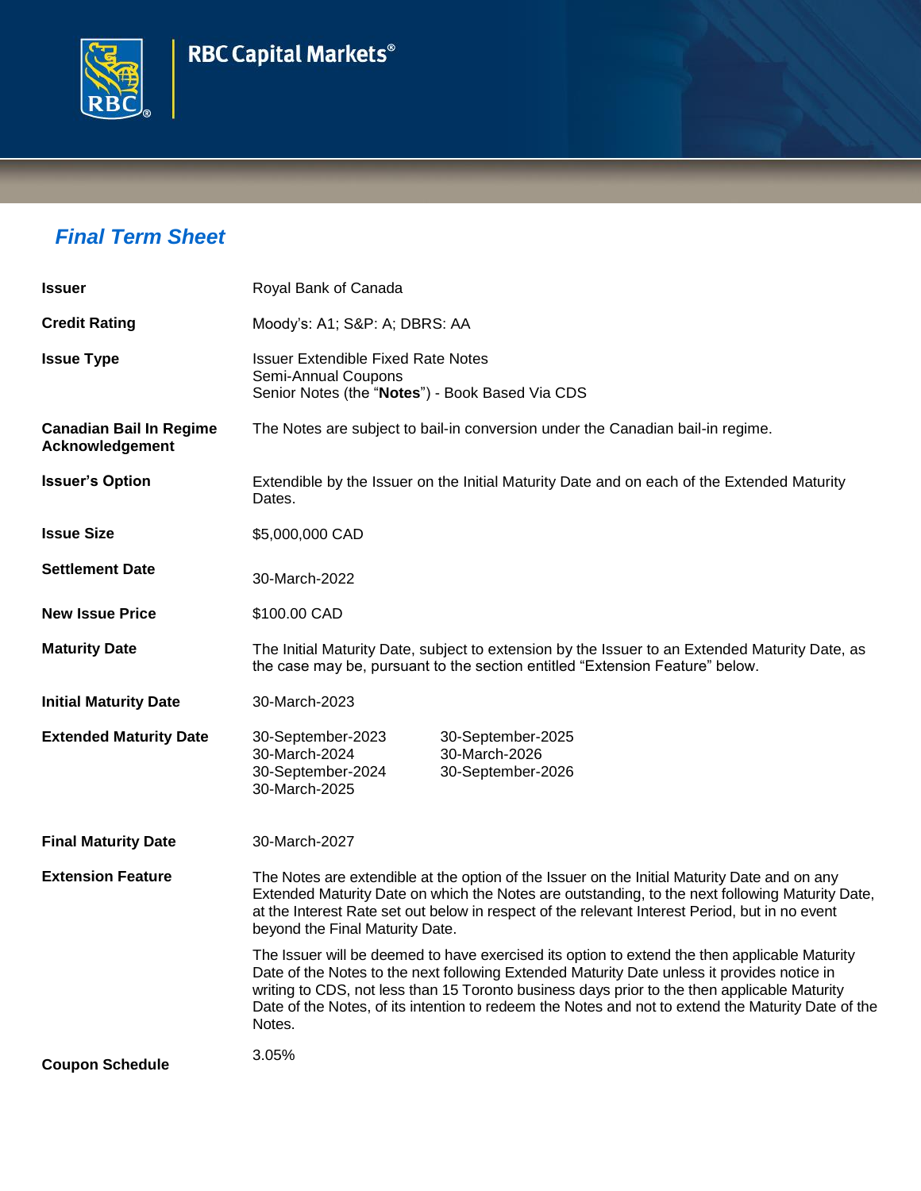RBC Capital Markets®

## *Final Term Sheet*

| | |
|---|---|
| **Issuer** | Royal Bank of Canada |
| **Credit Rating** | Moody's: A1; S&P: A; DBRS: AA |
| **Issue Type** | Issuer Extendible Fixed Rate Notes<br>Semi-Annual Coupons<br>Senior Notes (the "**Notes**") - Book Based Via CDS |
| **Canadian Bail In Regime Acknowledgement** | The Notes are subject to bail-in conversion under the Canadian bail-in regime. |
| **Issuer's Option** | Extendible by the Issuer on the Initial Maturity Date and on each of the Extended Maturity Dates. |
| **Issue Size** | $5,000,000 CAD |
| **Settlement Date** | 30-March-2022 |
| **New Issue Price** | $100.00 CAD |
| **Maturity Date** | The Initial Maturity Date, subject to extension by the Issuer to an Extended Maturity Date, as the case may be, pursuant to the section entitled "Extension Feature" below. |
| **Initial Maturity Date** | 30-March-2023 |
| **Extended Maturity Date** | 30-September-2023<br>30-March-2024<br>30-September-2024<br>30-March-2025<br>30-September-2025<br>30-March-2026<br>30-September-2026 |
| **Final Maturity Date** | 30-March-2027 |
| **Extension Feature** | The Notes are extendible at the option of the Issuer on the Initial Maturity Date and on any Extended Maturity Date on which the Notes are outstanding, to the next following Maturity Date, at the Interest Rate set out below in respect of the relevant Interest Period, but in no event beyond the Final Maturity Date.<br><br>The Issuer will be deemed to have exercised its option to extend the then applicable Maturity Date of the Notes to the next following Extended Maturity Date unless it provides notice in writing to CDS, not less than 15 Toronto business days prior to the then applicable Maturity Date of the Notes, of its intention to redeem the Notes and not to extend the Maturity Date of the Notes. |
| **Coupon Schedule** | 3.05% |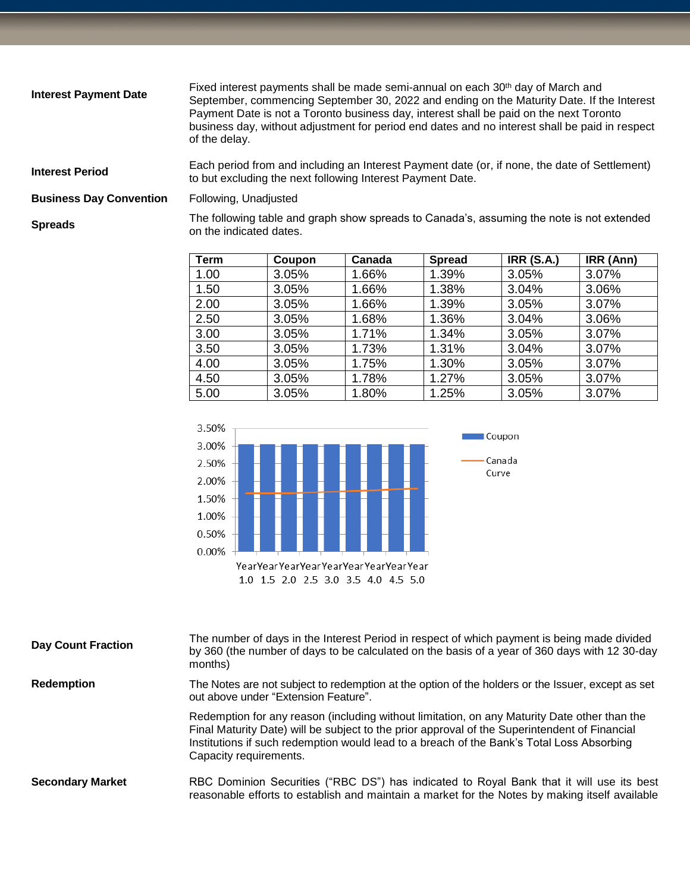**Interest Payment Date**

Fixed interest payments shall be made semi-annual on each 30th day of March and September, commencing September 30, 2022 and ending on the Maturity Date. If the Interest Payment Date is not a Toronto business day, interest shall be paid on the next Toronto business day, without adjustment for period end dates and no interest shall be paid in respect of the delay.

**Interest Period**

Each period from and including an Interest Payment date (or, if none, the date of Settlement) to but excluding the next following Interest Payment Date.

**Business Day Convention**

Following, Unadjusted

**Spreads**

The following table and graph show spreads to Canada's, assuming the note is not extended on the indicated dates.

| Term | Coupon | Canada | Spread | IRR (S.A.) | IRR (Ann) |
|---|---|---|---|---|---|
| 1.00 | 3.05% | 1.66% | 1.39% | 3.05% | 3.07% |
| 1.50 | 3.05% | 1.66% | 1.38% | 3.04% | 3.06% |
| 2.00 | 3.05% | 1.66% | 1.39% | 3.05% | 3.07% |
| 2.50 | 3.05% | 1.68% | 1.36% | 3.04% | 3.06% |
| 3.00 | 3.05% | 1.71% | 1.34% | 3.05% | 3.07% |
| 3.50 | 3.05% | 1.73% | 1.31% | 3.04% | 3.07% |
| 4.00 | 3.05% | 1.75% | 1.30% | 3.05% | 3.07% |
| 4.50 | 3.05% | 1.78% | 1.27% | 3.05% | 3.07% |
| 5.00 | 3.05% | 1.80% | 1.25% | 3.05% | 3.07% |

**Day Count Fraction**

The number of days in the Interest Period in respect of which payment is being made divided by 360 (the number of days to be calculated on the basis of a year of 360 days with 12 30-day months)

**Redemption**

The Notes are not subject to redemption at the option of the holders or the Issuer, except as set out above under "Extension Feature".

Redemption for any reason (including without limitation, on any Maturity Date other than the Final Maturity Date) will be subject to the prior approval of the Superintendent of Financial Institutions if such redemption would lead to a breach of the Bank's Total Loss Absorbing Capacity requirements.

**Secondary Market**

RBC Dominion Securities ("RBC DS") has indicated to Royal Bank that it will use its best reasonable efforts to establish and maintain a market for the Notes by making itself available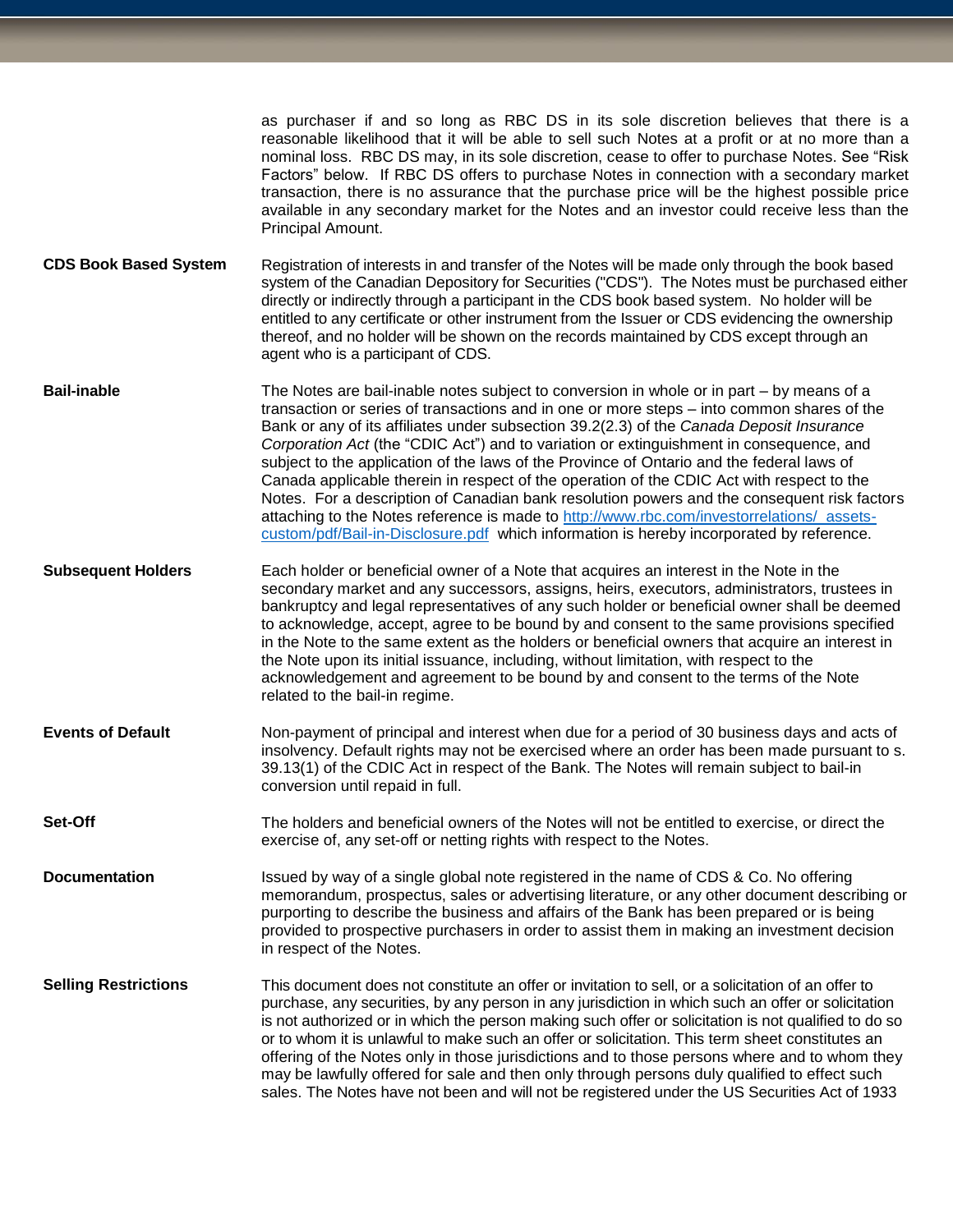as purchaser if and so long as RBC DS in its sole discretion believes that there is a reasonable likelihood that it will be able to sell such Notes at a profit or at no more than a nominal loss. RBC DS may, in its sole discretion, cease to offer to purchase Notes. See "Risk Factors" below. If RBC DS offers to purchase Notes in connection with a secondary market transaction, there is no assurance that the purchase price will be the highest possible price available in any secondary market for the Notes and an investor could receive less than the Principal Amount.

| | |
|---|---|
| **CDS Book Based System** | Registration of interests in and transfer of the Notes will be made only through the book based system of the Canadian Depository for Securities ("CDS"). The Notes must be purchased either directly or indirectly through a participant in the CDS book based system. No holder will be entitled to any certificate or other instrument from the Issuer or CDS evidencing the ownership thereof, and no holder will be shown on the records maintained by CDS except through an agent who is a participant of CDS. |
| **Bail-inable** | The Notes are bail-inable notes subject to conversion in whole or in part – by means of a transaction or series of transactions and in one or more steps – into common shares of the Bank or any of its affiliates under subsection 39.2(2.3) of the *Canada Deposit Insurance Corporation Act* (the "CDIC Act") and to variation or extinguishment in consequence, and subject to the application of the laws of the Province of Ontario and the federal laws of Canada applicable therein in respect of the operation of the CDIC Act with respect to the Notes. For a description of Canadian bank resolution powers and the consequent risk factors attaching to the Notes reference is made to http://www.rbc.com/investorrelations/_assets-custom/pdf/Bail-in-Disclosure.pdf which information is hereby incorporated by reference. |
| **Subsequent Holders** | Each holder or beneficial owner of a Note that acquires an interest in the Note in the secondary market and any successors, assigns, heirs, executors, administrators, trustees in bankruptcy and legal representatives of any such holder or beneficial owner shall be deemed to acknowledge, accept, agree to be bound by and consent to the same provisions specified in the Note to the same extent as the holders or beneficial owners that acquire an interest in the Note upon its initial issuance, including, without limitation, with respect to the acknowledgement and agreement to be bound by and consent to the terms of the Note related to the bail-in regime. |
| **Events of Default** | Non-payment of principal and interest when due for a period of 30 business days and acts of insolvency. Default rights may not be exercised where an order has been made pursuant to s. 39.13(1) of the CDIC Act in respect of the Bank. The Notes will remain subject to bail-in conversion until repaid in full. |
| **Set-Off** | The holders and beneficial owners of the Notes will not be entitled to exercise, or direct the exercise of, any set-off or netting rights with respect to the Notes. |
| **Documentation** | Issued by way of a single global note registered in the name of CDS & Co. No offering memorandum, prospectus, sales or advertising literature, or any other document describing or purporting to describe the business and affairs of the Bank has been prepared or is being provided to prospective purchasers in order to assist them in making an investment decision in respect of the Notes. |
| **Selling Restrictions** | This document does not constitute an offer or invitation to sell, or a solicitation of an offer to purchase, any securities, by any person in any jurisdiction in which such an offer or solicitation is not authorized or in which the person making such offer or solicitation is not qualified to do so or to whom it is unlawful to make such an offer or solicitation. This term sheet constitutes an offering of the Notes only in those jurisdictions and to those persons where and to whom they may be lawfully offered for sale and then only through persons duly qualified to effect such sales. The Notes have not been and will not be registered under the US Securities Act of 1933 |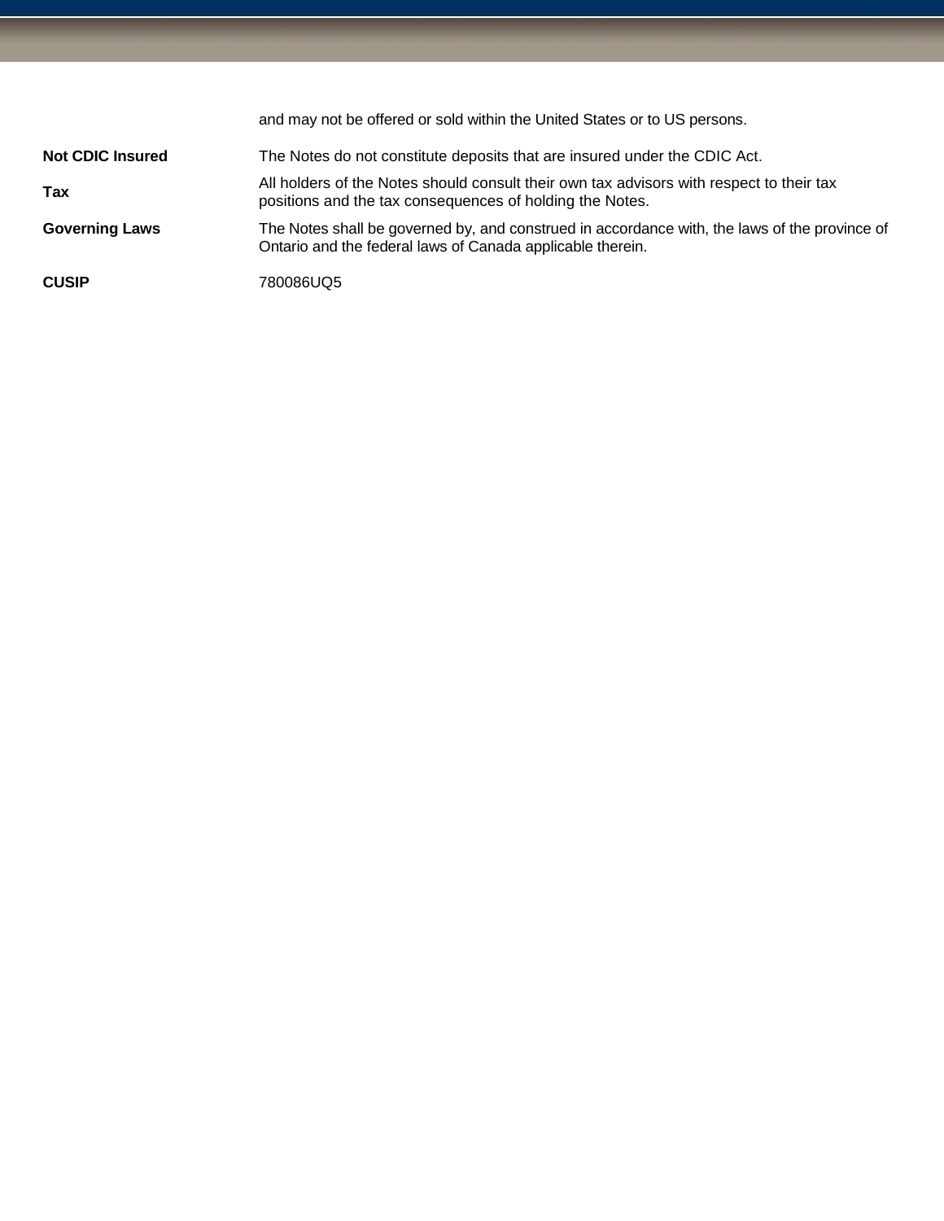| | |
|---|---|
| | and may not be offered or sold within the United States or to US persons. |
| **Not CDIC Insured** | The Notes do not constitute deposits that are insured under the CDIC Act. |
| **Tax** | All holders of the Notes should consult their own tax advisors with respect to their tax positions and the tax consequences of holding the Notes. |
| **Governing Laws** | The Notes shall be governed by, and construed in accordance with, the laws of the province of Ontario and the federal laws of Canada applicable therein. |
| **CUSIP** | 780086UQ5 |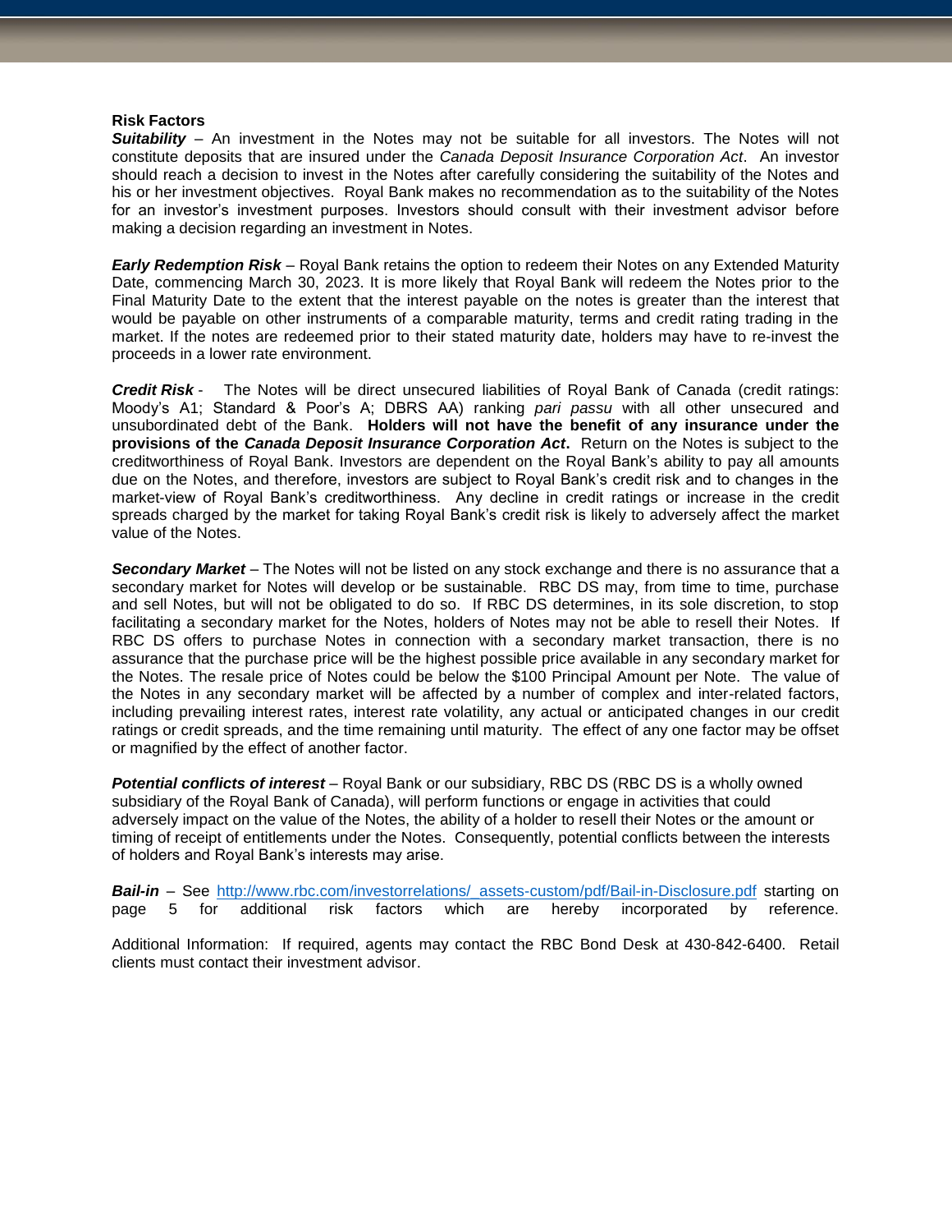**Risk Factors**

***Suitability*** – An investment in the Notes may not be suitable for all investors. The Notes will not constitute deposits that are insured under the *Canada Deposit Insurance Corporation Act*. An investor should reach a decision to invest in the Notes after carefully considering the suitability of the Notes and his or her investment objectives. Royal Bank makes no recommendation as to the suitability of the Notes for an investor's investment purposes. Investors should consult with their investment advisor before making a decision regarding an investment in Notes.

***Early Redemption Risk*** – Royal Bank retains the option to redeem their Notes on any Extended Maturity Date, commencing March 30, 2023. It is more likely that Royal Bank will redeem the Notes prior to the Final Maturity Date to the extent that the interest payable on the notes is greater than the interest that would be payable on other instruments of a comparable maturity, terms and credit rating trading in the market. If the notes are redeemed prior to their stated maturity date, holders may have to re-invest the proceeds in a lower rate environment.

***Credit Risk*** - The Notes will be direct unsecured liabilities of Royal Bank of Canada (credit ratings: Moody's A1; Standard & Poor's A; DBRS AA) ranking *pari passu* with all other unsecured and unsubordinated debt of the Bank. **Holders will not have the benefit of any insurance under the provisions of the *Canada Deposit Insurance Corporation Act*.** Return on the Notes is subject to the creditworthiness of Royal Bank. Investors are dependent on the Royal Bank's ability to pay all amounts due on the Notes, and therefore, investors are subject to Royal Bank's credit risk and to changes in the market-view of Royal Bank's creditworthiness. Any decline in credit ratings or increase in the credit spreads charged by the market for taking Royal Bank's credit risk is likely to adversely affect the market value of the Notes.

***Secondary Market*** – The Notes will not be listed on any stock exchange and there is no assurance that a secondary market for Notes will develop or be sustainable. RBC DS may, from time to time, purchase and sell Notes, but will not be obligated to do so. If RBC DS determines, in its sole discretion, to stop facilitating a secondary market for the Notes, holders of Notes may not be able to resell their Notes. If RBC DS offers to purchase Notes in connection with a secondary market transaction, there is no assurance that the purchase price will be the highest possible price available in any secondary market for the Notes. The resale price of Notes could be below the $100 Principal Amount per Note. The value of the Notes in any secondary market will be affected by a number of complex and inter-related factors, including prevailing interest rates, interest rate volatility, any actual or anticipated changes in our credit ratings or credit spreads, and the time remaining until maturity. The effect of any one factor may be offset or magnified by the effect of another factor.

***Potential conflicts of interest*** – Royal Bank or our subsidiary, RBC DS (RBC DS is a wholly owned subsidiary of the Royal Bank of Canada), will perform functions or engage in activities that could adversely impact on the value of the Notes, the ability of a holder to resell their Notes or the amount or timing of receipt of entitlements under the Notes. Consequently, potential conflicts between the interests of holders and Royal Bank's interests may arise.

***Bail-in*** – See http://www.rbc.com/investorrelations/_assets-custom/pdf/Bail-in-Disclosure.pdf starting on page 5 for additional risk factors which are hereby incorporated by reference.

Additional Information: If required, agents may contact the RBC Bond Desk at 430-842-6400. Retail clients must contact their investment advisor.